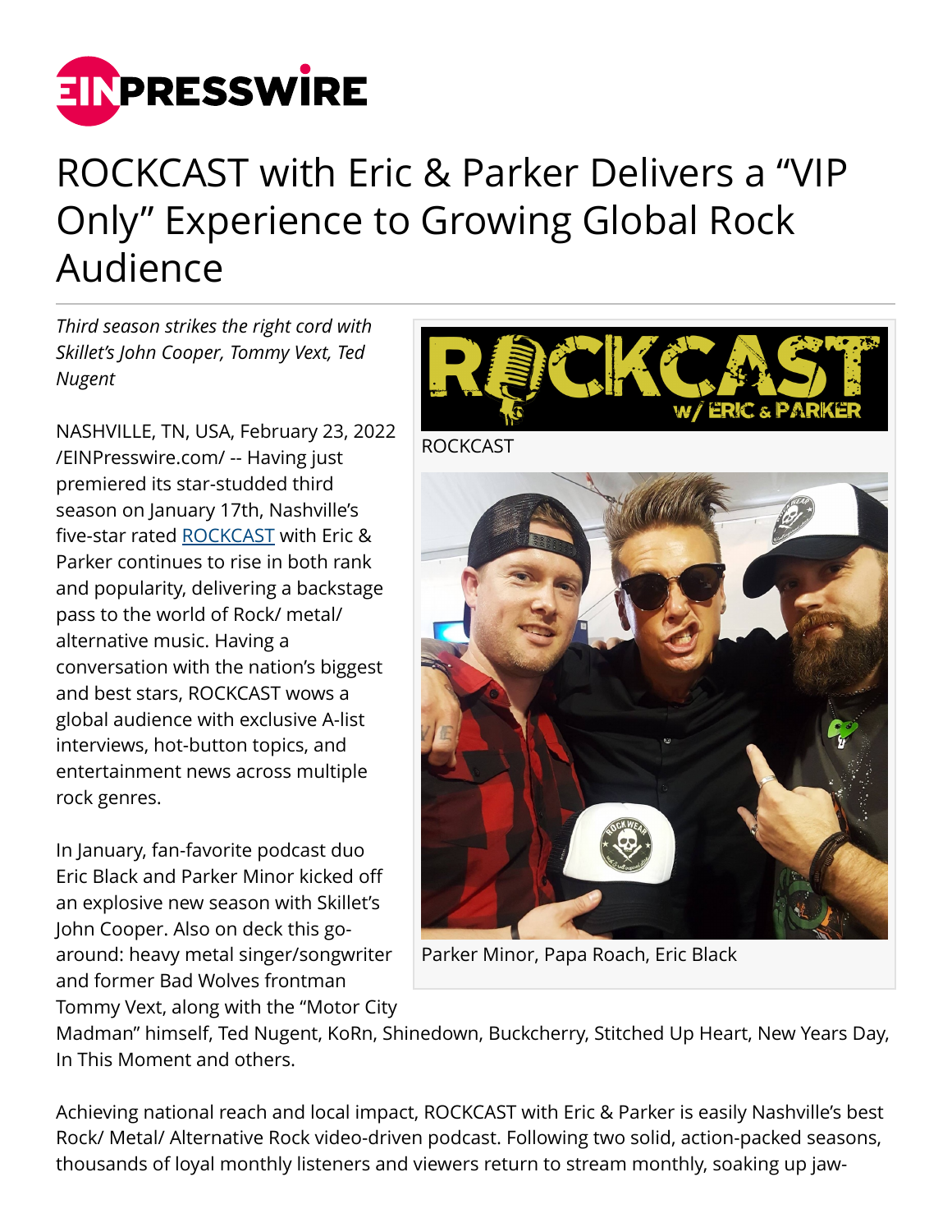# ROCKCAST with Eric & Parker Delivers a "VIP Only" Experience to Growing Global Rock Audience

*Third season strikes the right cord with Skillet's John Cooper, Tommy Vext, Ted Nugent*

ROCKCAST

Parker Minor, Papa Roach, Eric Black

NASHVILLE, TN, USA, February 23, 2022 /EINPresswire.com/ -- Having just premiered its star-studded third season on January 17th, Nashville's five-star rated ROCKCAST with Eric & Parker continues to rise in both rank and popularity, delivering a backstage pass to the world of Rock/ metal/ alternative music. Having a conversation with the nation's biggest and best stars, ROCKCAST wows a global audience with exclusive A-list interviews, hot-button topics, and entertainment news across multiple rock genres.

In January, fan-favorite podcast duo Eric Black and Parker Minor kicked off an explosive new season with Skillet's John Cooper. Also on deck this go-around: heavy metal singer/songwriter and former Bad Wolves frontman Tommy Vext, along with the "Motor City Madman" himself, Ted Nugent, KoRn, Shinedown, Buckcherry, Stitched Up Heart, New Years Day, In This Moment and others.

Achieving national reach and local impact, ROCKCAST with Eric & Parker is easily Nashville's best Rock/ Metal/ Alternative Rock video-driven podcast. Following two solid, action-packed seasons, thousands of loyal monthly listeners and viewers return to stream monthly, soaking up jaw-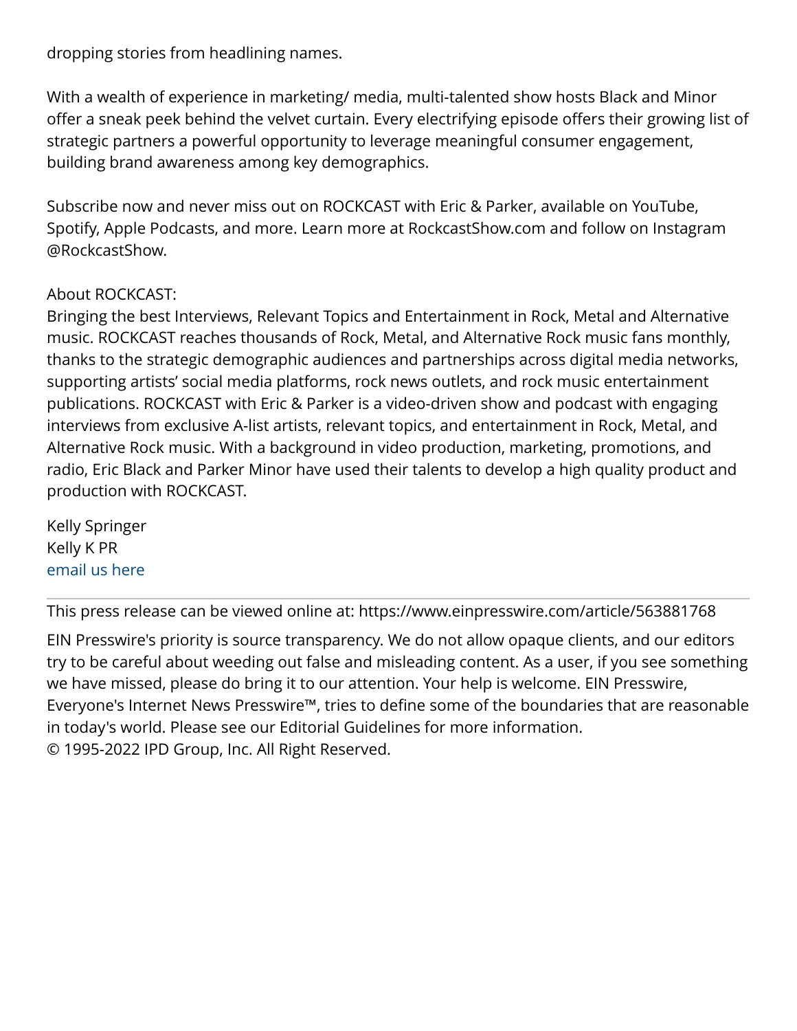dropping stories from headlining names.

With a wealth of experience in marketing/ media, multi-talented show hosts Black and Minor offer a sneak peek behind the velvet curtain. Every electrifying episode offers their growing list of strategic partners a powerful opportunity to leverage meaningful consumer engagement, building brand awareness among key demographics.

Subscribe now and never miss out on ROCKCAST with Eric & Parker, available on YouTube, Spotify, Apple Podcasts, and more. Learn more at RockcastShow.com and follow on Instagram @RockcastShow.

About ROCKCAST:
Bringing the best Interviews, Relevant Topics and Entertainment in Rock, Metal and Alternative music. ROCKCAST reaches thousands of Rock, Metal, and Alternative Rock music fans monthly, thanks to the strategic demographic audiences and partnerships across digital media networks, supporting artists' social media platforms, rock news outlets, and rock music entertainment publications. ROCKCAST with Eric & Parker is a video-driven show and podcast with engaging interviews from exclusive A-list artists, relevant topics, and entertainment in Rock, Metal, and Alternative Rock music. With a background in video production, marketing, promotions, and radio, Eric Black and Parker Minor have used their talents to develop a high quality product and production with ROCKCAST.

Kelly Springer
Kelly K PR
email us here

---

This press release can be viewed online at: https://www.einpresswire.com/article/563881768

EIN Presswire's priority is source transparency. We do not allow opaque clients, and our editors try to be careful about weeding out false and misleading content. As a user, if you see something we have missed, please do bring it to our attention. Your help is welcome. EIN Presswire, Everyone's Internet News Presswire™, tries to define some of the boundaries that are reasonable in today's world. Please see our Editorial Guidelines for more information.
© 1995-2022 IPD Group, Inc. All Right Reserved.